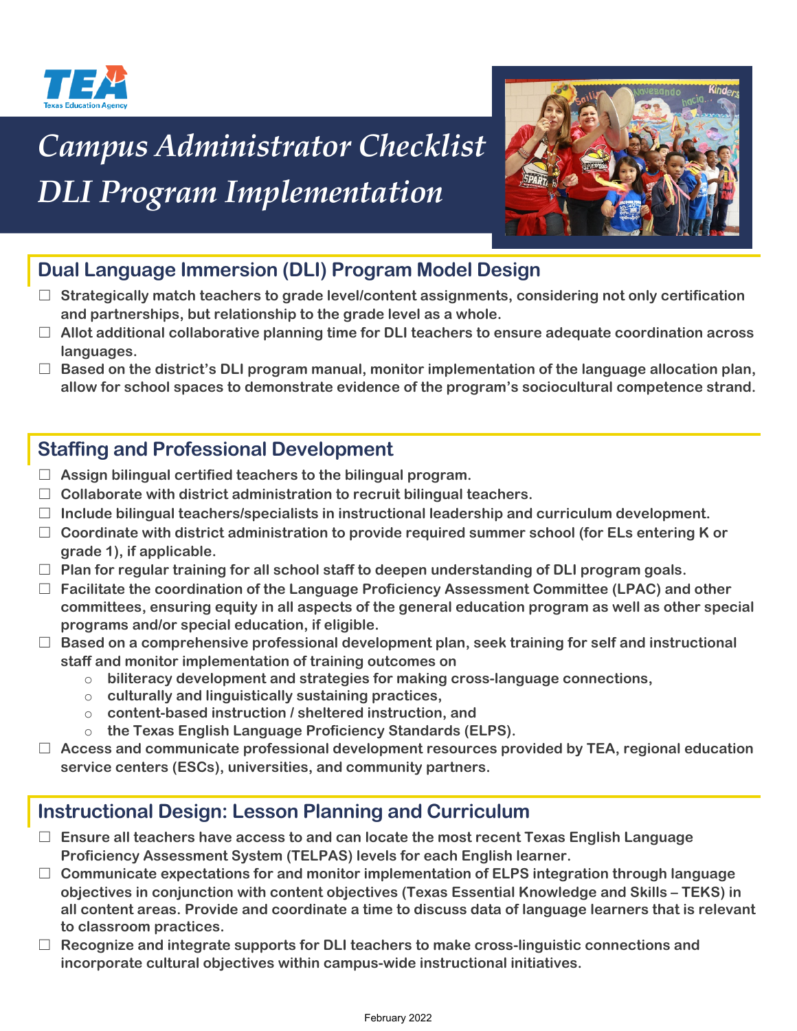Texas Education Agency

# Campus Administrator Checklist DLI Program Implementation

## Dual Language Immersion (DLI) Program Model Design

- ☐ Strategically match teachers to grade level/content assignments, considering not only certification and partnerships, but relationship to the grade level as a whole.
- ☐ Allot additional collaborative planning time for DLI teachers to ensure adequate coordination across languages.
- ☐ Based on the district's DLI program manual, monitor implementation of the language allocation plan, allow for school spaces to demonstrate evidence of the program's sociocultural competence strand.

## Staffing and Professional Development

- ☐ Assign bilingual certified teachers to the bilingual program.
- ☐ Collaborate with district administration to recruit bilingual teachers.
- ☐ Include bilingual teachers/specialists in instructional leadership and curriculum development.
- ☐ Coordinate with district administration to provide required summer school (for ELs entering K or grade 1), if applicable.
- ☐ Plan for regular training for all school staff to deepen understanding of DLI program goals.
- ☐ Facilitate the coordination of the Language Proficiency Assessment Committee (LPAC) and other committees, ensuring equity in all aspects of the general education program as well as other special programs and/or special education, if eligible.
- ☐ Based on a comprehensive professional development plan, seek training for self and instructional staff and monitor implementation of training outcomes on
  - biliteracy development and strategies for making cross-language connections,
  - culturally and linguistically sustaining practices,
  - content-based instruction / sheltered instruction, and
  - the Texas English Language Proficiency Standards (ELPS).
- ☐ Access and communicate professional development resources provided by TEA, regional education service centers (ESCs), universities, and community partners.

## Instructional Design: Lesson Planning and Curriculum

- ☐ Ensure all teachers have access to and can locate the most recent Texas English Language Proficiency Assessment System (TELPAS) levels for each English learner.
- ☐ Communicate expectations for and monitor implementation of ELPS integration through language objectives in conjunction with content objectives (Texas Essential Knowledge and Skills – TEKS) in all content areas. Provide and coordinate a time to discuss data of language learners that is relevant to classroom practices.
- ☐ Recognize and integrate supports for DLI teachers to make cross-linguistic connections and incorporate cultural objectives within campus-wide instructional initiatives.

February 2022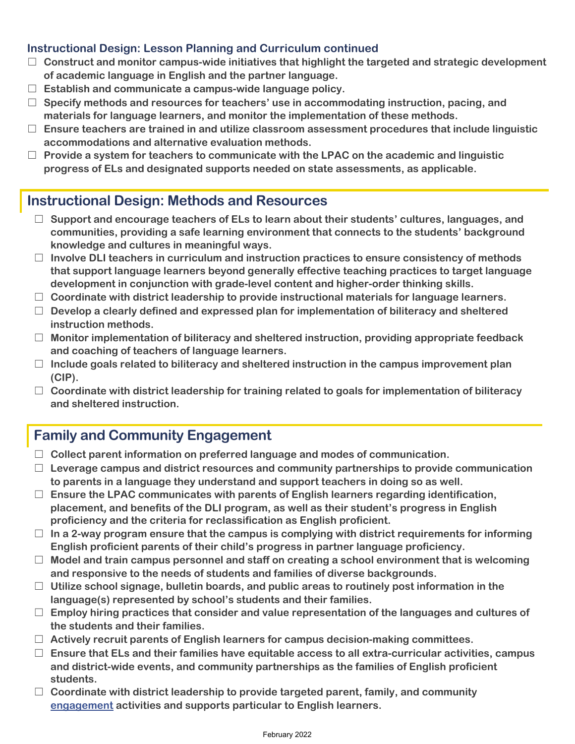### Instructional Design: Lesson Planning and Curriculum continued

- ☐ **Construct and monitor campus-wide initiatives that highlight the targeted and strategic development of academic language in English and the partner language.**
- ☐ **Establish and communicate a campus-wide language policy.**
- ☐ **Specify methods and resources for teachers' use in accommodating instruction, pacing, and materials for language learners, and monitor the implementation of these methods.**
- ☐ **Ensure teachers are trained in and utilize classroom assessment procedures that include linguistic accommodations and alternative evaluation methods.**
- ☐ **Provide a system for teachers to communicate with the LPAC on the academic and linguistic progress of ELs and designated supports needed on state assessments, as applicable.**

## Instructional Design: Methods and Resources

- ☐ **Support and encourage teachers of ELs to learn about their students' cultures, languages, and communities, providing a safe learning environment that connects to the students' background knowledge and cultures in meaningful ways.**
- ☐ **Involve DLI teachers in curriculum and instruction practices to ensure consistency of methods that support language learners beyond generally effective teaching practices to target language development in conjunction with grade-level content and higher-order thinking skills.**
- ☐ **Coordinate with district leadership to provide instructional materials for language learners.**
- ☐ **Develop a clearly defined and expressed plan for implementation of biliteracy and sheltered instruction methods.**
- ☐ **Monitor implementation of biliteracy and sheltered instruction, providing appropriate feedback and coaching of teachers of language learners.**
- ☐ **Include goals related to biliteracy and sheltered instruction in the campus improvement plan (CIP).**
- ☐ **Coordinate with district leadership for training related to goals for implementation of biliteracy and sheltered instruction.**

## Family and Community Engagement

- ☐ **Collect parent information on preferred language and modes of communication.**
- ☐ **Leverage campus and district resources and community partnerships to provide communication to parents in a language they understand and support teachers in doing so as well.**
- ☐ **Ensure the LPAC communicates with parents of English learners regarding identification, placement, and benefits of the DLI program, as well as their student's progress in English proficiency and the criteria for reclassification as English proficient.**
- ☐ **In a 2-way program ensure that the campus is complying with district requirements for informing English proficient parents of their child's progress in partner language proficiency.**
- ☐ **Model and train campus personnel and staff on creating a school environment that is welcoming and responsive to the needs of students and families of diverse backgrounds.**
- ☐ **Utilize school signage, bulletin boards, and public areas to routinely post information in the language(s) represented by school's students and their families.**
- ☐ **Employ hiring practices that consider and value representation of the languages and cultures of the students and their families.**
- ☐ **Actively recruit parents of English learners for campus decision-making committees.**
- ☐ **Ensure that ELs and their families have equitable access to all extra-curricular activities, campus and district-wide events, and community partnerships as the families of English proficient students.**
- ☐ **Coordinate with district leadership to provide targeted parent, family, and community engagement activities and supports particular to English learners.**

February 2022